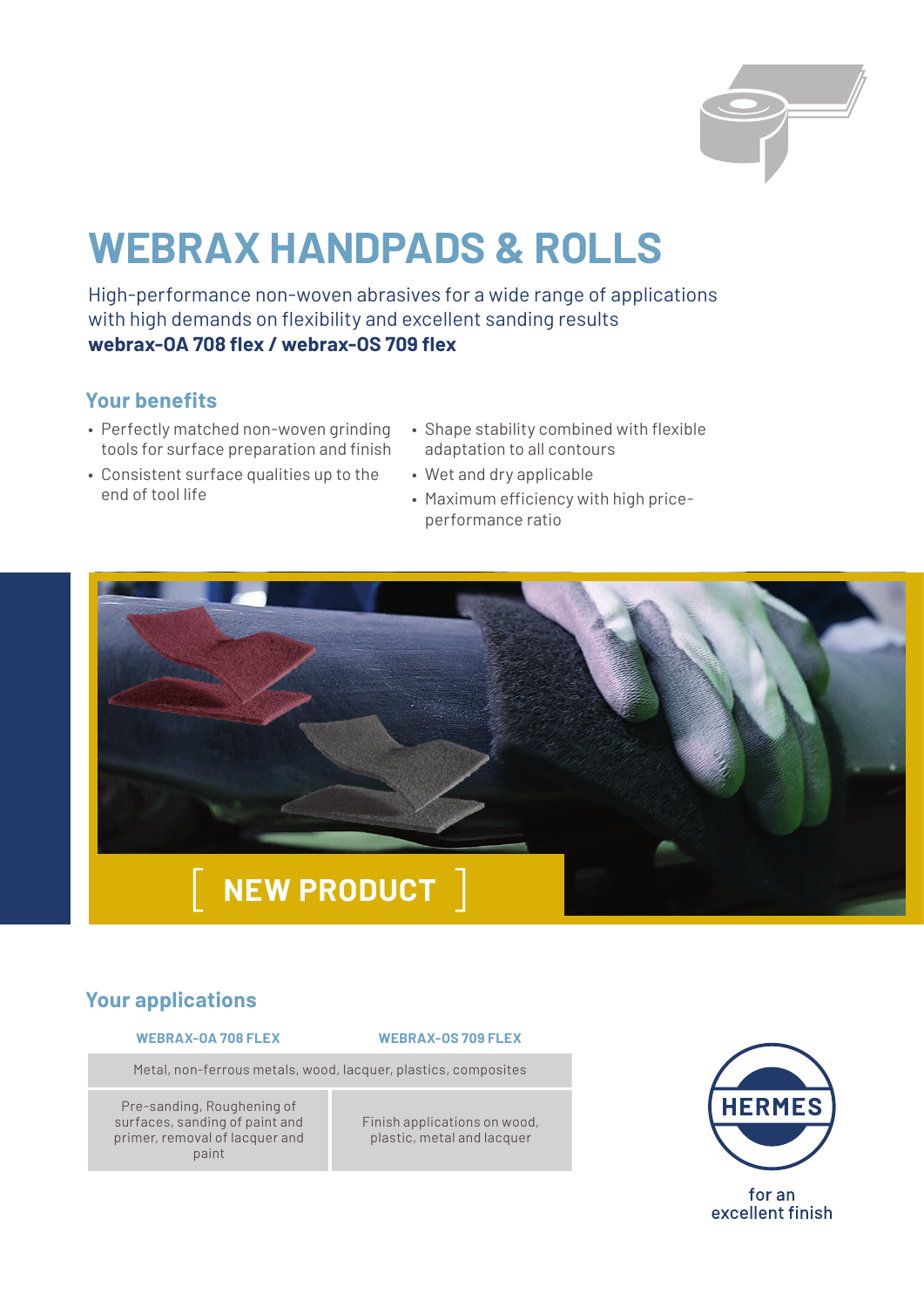# WEBRAX HANDPADS & ROLLS

High-performance non-woven abrasives for a wide range of applications with high demands on flexibility and excellent sanding results
**webrax-OA 708 flex / webrax-OS 709 flex**

## Your benefits

- Perfectly matched non-woven grinding tools for surface preparation and finish
- Consistent surface qualities up to the end of tool life
- Shape stability combined with flexible adaptation to all contours
- Wet and dry applicable
- Maximum efficiency with high price-performance ratio

[ NEW PRODUCT ]

## Your applications

| WEBRAX-OA 708 FLEX | WEBRAX-OS 709 FLEX |
|---|---|
| Metal, non-ferrous metals, wood, lacquer, plastics, composites | |
| Pre-sanding, Roughening of surfaces, sanding of paint and primer, removal of lacquer and paint | Finish applications on wood, plastic, metal and lacquer |

HERMES

for an excellent finish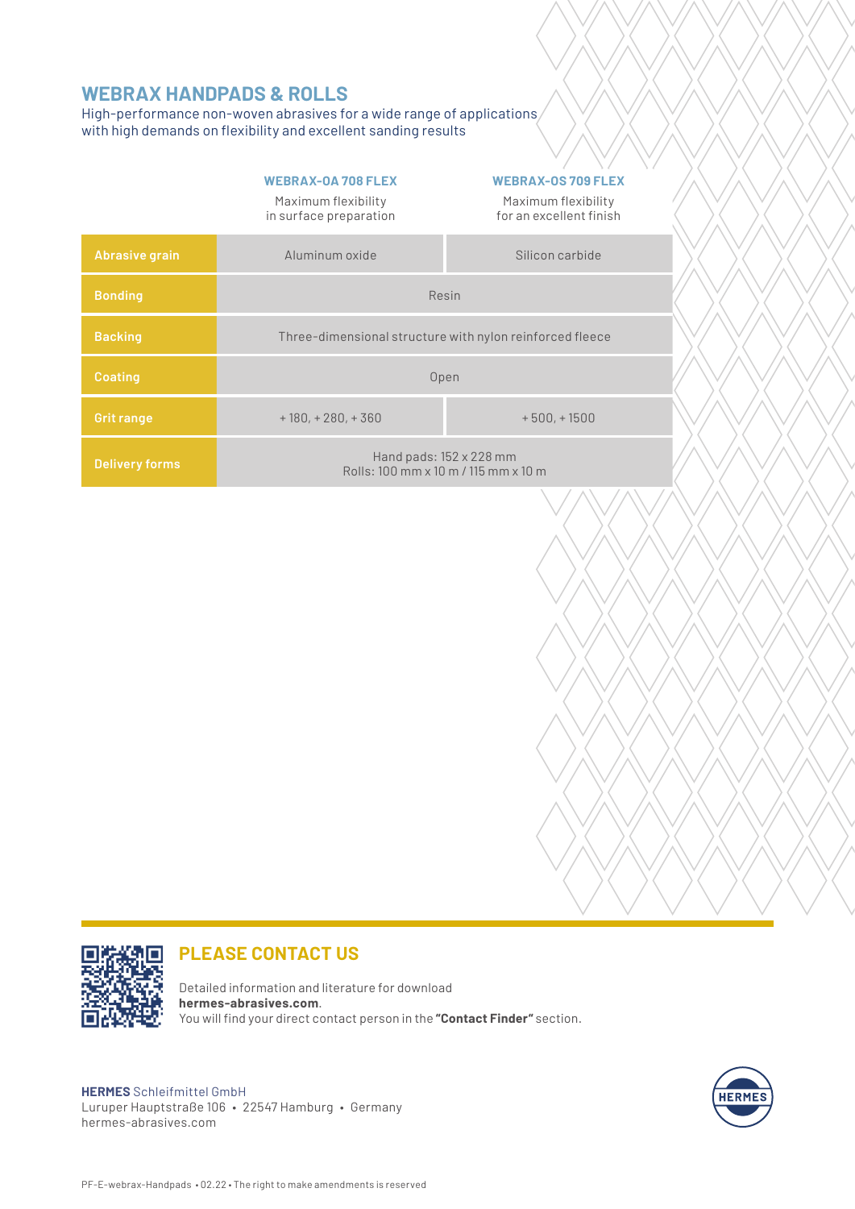## WEBRAX HANDPADS & ROLLS

High-performance non-woven abrasives for a wide range of applications with high demands on flexibility and excellent sanding results

| | WEBRAX-OA 708 FLEX<br>Maximum flexibility in surface preparation | WEBRAX-OS 709 FLEX<br>Maximum flexibility for an excellent finish |
|---|---|---|
| **Abrasive grain** | Aluminum oxide | Silicon carbide |
| **Bonding** | Resin | |
| **Backing** | Three-dimensional structure with nylon reinforced fleece | |
| **Coating** | Open | |
| **Grit range** | + 180, + 280, + 360 | + 500, + 1500 |
| **Delivery forms** | Hand pads: 152 x 228 mm<br>Rolls: 100 mm x 10 m / 115 mm x 10 m | |

## PLEASE CONTACT US

Detailed information and literature for download **hermes-abrasives.com**.
You will find your direct contact person in the **"Contact Finder"** section.

**HERMES** Schleifmittel GmbH
Luruper Hauptstraße 106 • 22547 Hamburg • Germany
hermes-abrasives.com

HERMES

PF-E-webrax-Handpads • 02.22 • The right to make amendments is reserved